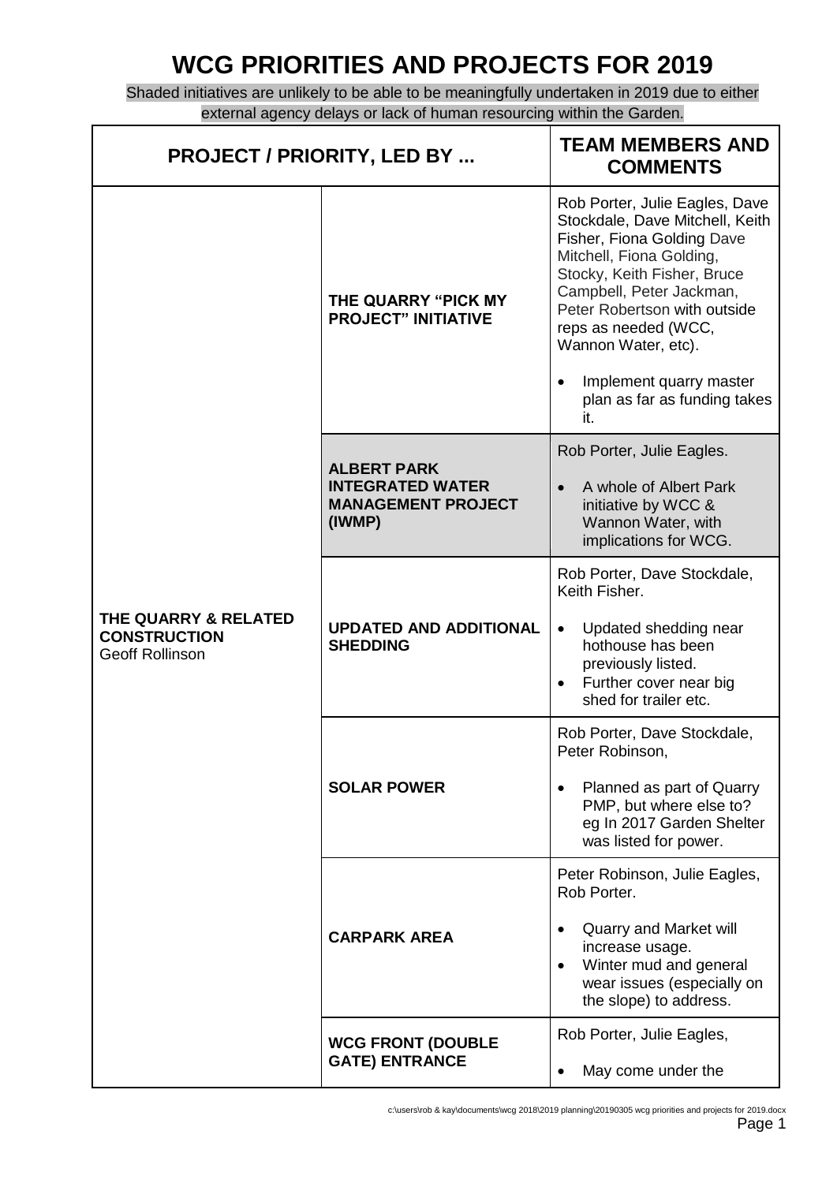# WCG PRIORITIES AND PROJECTS FOR 2019

Shaded initiatives are unlikely to be able to be meaningfully undertaken in 2019 due to either external agency delays or lack of human resourcing within the Garden.

| PROJECT / PRIORITY, LED BY ... | | TEAM MEMBERS AND COMMENTS |
|---|---|---|
| **THE QUARRY & RELATED CONSTRUCTION** Geoff Rollinson | **THE QUARRY "PICK MY PROJECT" INITIATIVE** | Rob Porter, Julie Eagles, Dave Stockdale, Dave Mitchell, Keith Fisher, Fiona Golding Dave Mitchell, Fiona Golding, Stocky, Keith Fisher, Bruce Campbell, Peter Jackman, Peter Robertson with outside reps as needed (WCC, Wannon Water, etc).<br>• Implement quarry master plan as far as funding takes it. |
| | **ALBERT PARK INTEGRATED WATER MANAGEMENT PROJECT (IWMP)** | Rob Porter, Julie Eagles.<br>• A whole of Albert Park initiative by WCC & Wannon Water, with implications for WCG. |
| | **UPDATED AND ADDITIONAL SHEDDING** | Rob Porter, Dave Stockdale, Keith Fisher.<br>• Updated shedding near hothouse has been previously listed.<br>• Further cover near big shed for trailer etc. |
| | **SOLAR POWER** | Rob Porter, Dave Stockdale, Peter Robinson,<br>• Planned as part of Quarry PMP, but where else to? eg In 2017 Garden Shelter was listed for power. |
| | **CARPARK AREA** | Peter Robinson, Julie Eagles, Rob Porter.<br>• Quarry and Market will increase usage.<br>• Winter mud and general wear issues (especially on the slope) to address. |
| | **WCG FRONT (DOUBLE GATE) ENTRANCE** | Rob Porter, Julie Eagles,<br>• May come under the |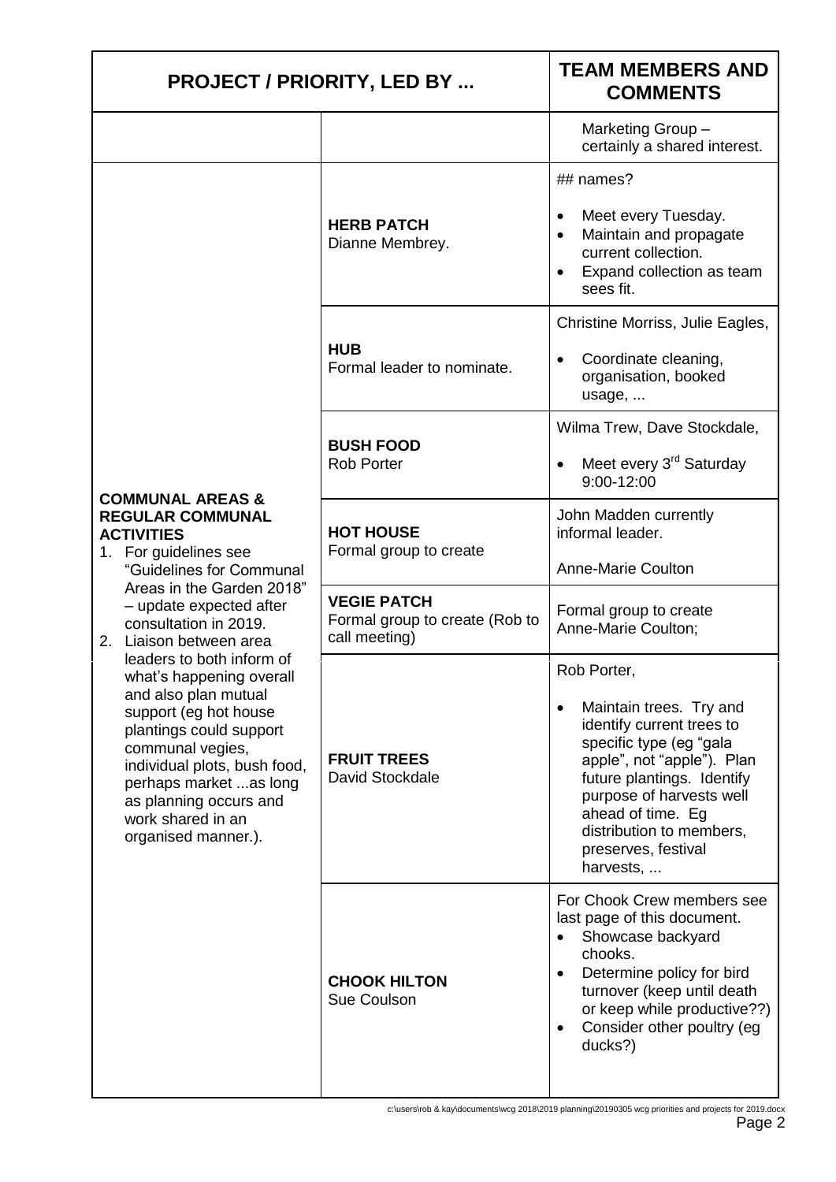| PROJECT / PRIORITY, LED BY ... | | TEAM MEMBERS AND COMMENTS |
|---|---|---|
| | | Marketing Group – certainly a shared interest. |
| **COMMUNAL AREAS & REGULAR COMMUNAL ACTIVITIES**<br>1. For guidelines see "Guidelines for Communal Areas in the Garden 2018" – update expected after consultation in 2019.<br>2. Liaison between area leaders to both inform of what's happening overall and also plan mutual support (eg hot house plantings could support communal vegies, individual plots, bush food, perhaps market ...as long as planning occurs and work shared in an organised manner.). | **HERB PATCH**<br>Dianne Membrey. | ## names?<br>• Meet every Tuesday.<br>• Maintain and propagate current collection.<br>• Expand collection as team sees fit. |
| | **HUB**<br>Formal leader to nominate. | Christine Morriss, Julie Eagles,<br>• Coordinate cleaning, organisation, booked usage, ... |
| | **BUSH FOOD**<br>Rob Porter | Wilma Trew, Dave Stockdale,<br>• Meet every 3rd Saturday 9:00-12:00 |
| | **HOT HOUSE**<br>Formal group to create | John Madden currently informal leader.<br>Anne-Marie Coulton |
| | **VEGIE PATCH**<br>Formal group to create (Rob to call meeting) | Formal group to create<br>Anne-Marie Coulton; |
| | **FRUIT TREES**<br>David Stockdale | Rob Porter,<br>• Maintain trees. Try and identify current trees to specific type (eg "gala apple", not "apple"). Plan future plantings. Identify purpose of harvests well ahead of time. Eg distribution to members, preserves, festival harvests, ... |
| | **CHOOK HILTON**<br>Sue Coulson | For Chook Crew members see last page of this document.<br>• Showcase backyard chooks.<br>• Determine policy for bird turnover (keep until death or keep while productive??)<br>• Consider other poultry (eg ducks?) |

c:\users\rob & kay\documents\wcg 2018\2019 planning\20190305 wcg priorities and projects for 2019.docx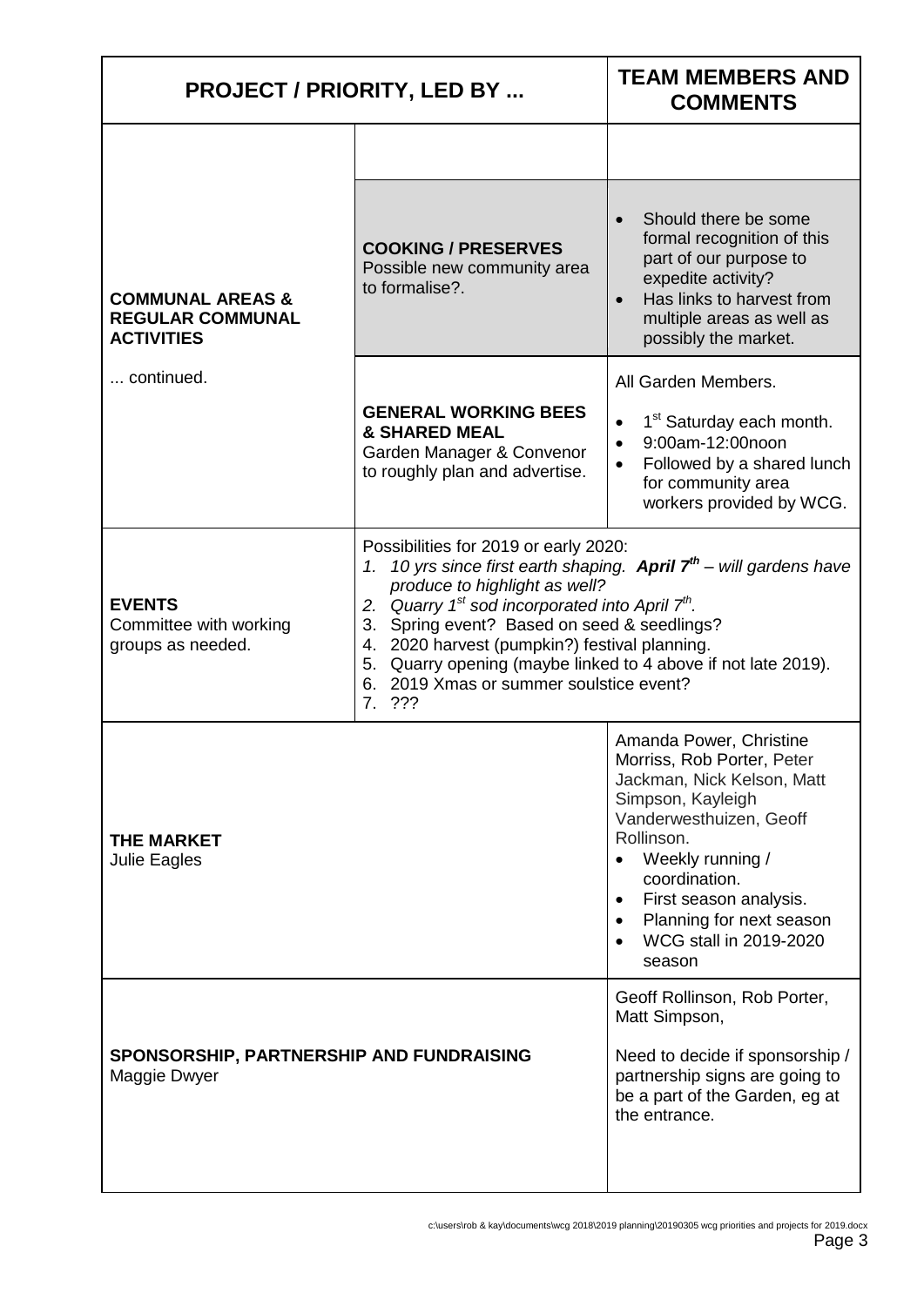| PROJECT / PRIORITY, LED BY ... | | TEAM MEMBERS AND COMMENTS |
|---|---|---|
| **COMMUNAL AREAS & REGULAR COMMUNAL ACTIVITIES**<br><br>... continued. | | |
| | **COOKING / PRESERVES**<br>Possible new community area to formalise?. | • Should there be some formal recognition of this part of our purpose to expedite activity?<br>• Has links to harvest from multiple areas as well as possibly the market. |
| | **GENERAL WORKING BEES & SHARED MEAL**<br>Garden Manager & Convenor to roughly plan and advertise. | All Garden Members.<br>• 1st Saturday each month.<br>• 9:00am-12:00noon<br>• Followed by a shared lunch for community area workers provided by WCG. |
| **EVENTS**<br>Committee with working groups as needed. | Possibilities for 2019 or early 2020:<br>1. *10 yrs since first earth shaping.* ***April 7th*** *– will gardens have produce to highlight as well?*<br>2. *Quarry 1st sod incorporated into April 7th.*<br>3. Spring event? Based on seed & seedlings?<br>4. 2020 harvest (pumpkin?) festival planning.<br>5. Quarry opening (maybe linked to 4 above if not late 2019).<br>6. 2019 Xmas or summer soulstice event?<br>7. ??? | |
| **THE MARKET**<br>Julie Eagles | | Amanda Power, Christine Morriss, Rob Porter, Peter Jackman, Nick Kelson, Matt Simpson, Kayleigh Vanderwesthuizen, Geoff Rollinson.<br>• Weekly running / coordination.<br>• First season analysis.<br>• Planning for next season<br>• WCG stall in 2019-2020 season |
| **SPONSORSHIP, PARTNERSHIP AND FUNDRAISING**<br>Maggie Dwyer | | Geoff Rollinson, Rob Porter, Matt Simpson,<br><br>Need to decide if sponsorship / partnership signs are going to be a part of the Garden, eg at the entrance. |

c:\users\rob & kay\documents\wcg 2018\2019 planning\20190305 wcg priorities and projects for 2019.docx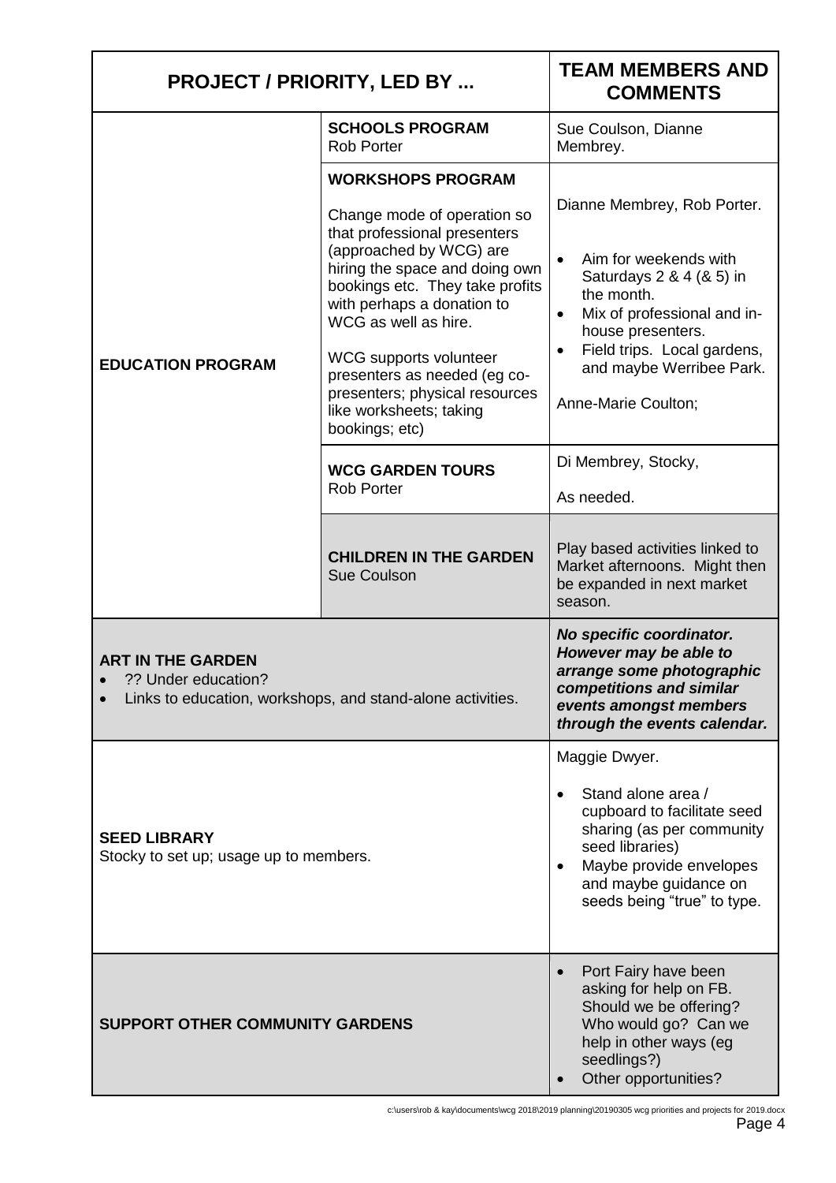| PROJECT / PRIORITY, LED BY ... | | TEAM MEMBERS AND COMMENTS |
|---|---|---|
| **EDUCATION PROGRAM** | **SCHOOLS PROGRAM**<br>Rob Porter | Sue Coulson, Dianne Membrey. |
| | **WORKSHOPS PROGRAM**<br><br>Change mode of operation so that professional presenters (approached by WCG) are hiring the space and doing own bookings etc. They take profits with perhaps a donation to WCG as well as hire.<br><br>WCG supports volunteer presenters as needed (eg co-presenters; physical resources like worksheets; taking bookings; etc) | Dianne Membrey, Rob Porter.<br><br>• Aim for weekends with Saturdays 2 & 4 (& 5) in the month.<br>• Mix of professional and in-house presenters.<br>• Field trips. Local gardens, and maybe Werribee Park.<br><br>Anne-Marie Coulton; |
| | **WCG GARDEN TOURS**<br>Rob Porter | Di Membrey, Stocky,<br><br>As needed. |
| | **CHILDREN IN THE GARDEN**<br>Sue Coulson | Play based activities linked to Market afternoons. Might then be expanded in next market season. |
| **ART IN THE GARDEN**<br>• ?? Under education?<br>• Links to education, workshops, and stand-alone activities. | | ***No specific coordinator. However may be able to arrange some photographic competitions and similar events amongst members through the events calendar.*** |
| **SEED LIBRARY**<br>Stocky to set up; usage up to members. | | Maggie Dwyer.<br><br>• Stand alone area / cupboard to facilitate seed sharing (as per community seed libraries)<br>• Maybe provide envelopes and maybe guidance on seeds being "true" to type. |
| **SUPPORT OTHER COMMUNITY GARDENS** | | • Port Fairy have been asking for help on FB. Should we be offering? Who would go? Can we help in other ways (eg seedlings?)<br>• Other opportunities? |

c:\users\rob & kay\documents\wcg 2018\2019 planning\20190305 wcg priorities and projects for 2019.docx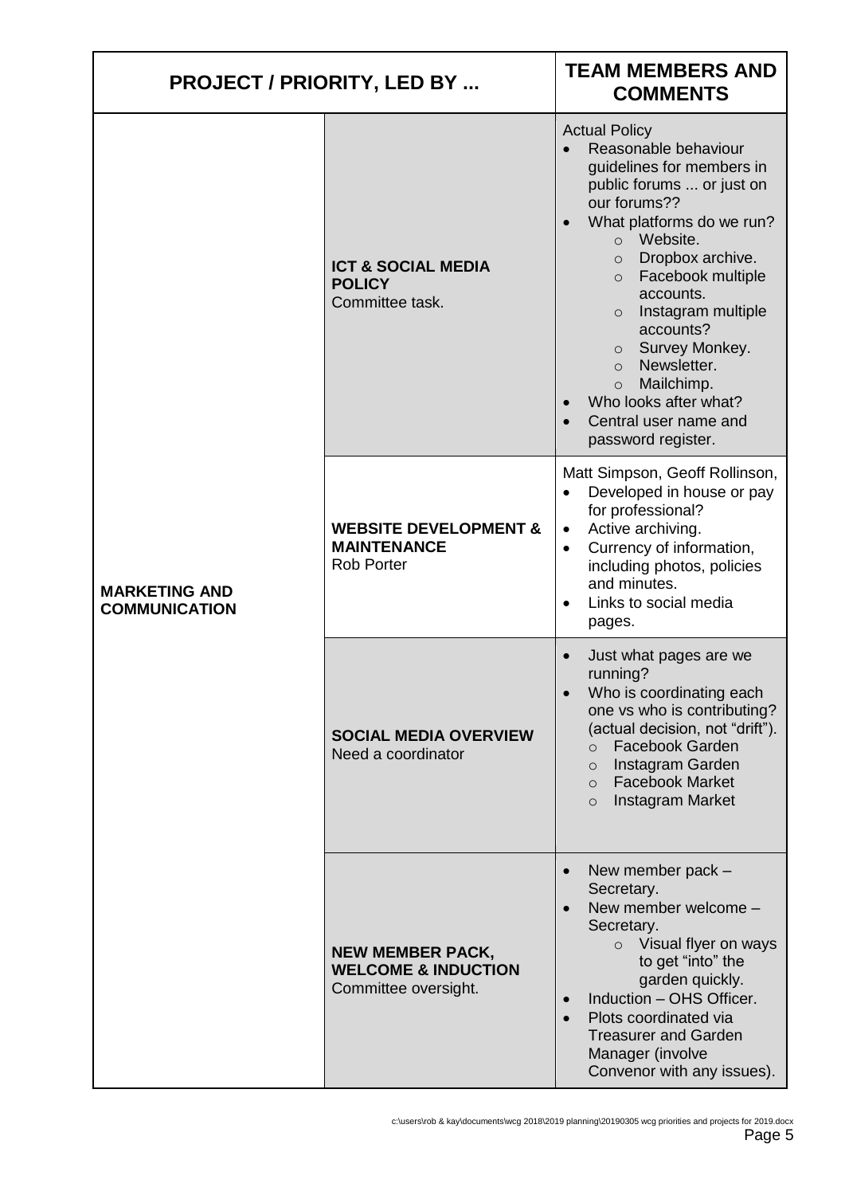| PROJECT / PRIORITY, LED BY ... | | TEAM MEMBERS AND COMMENTS |
|---|---|---|
| **MARKETING AND COMMUNICATION** | **ICT & SOCIAL MEDIA POLICY**<br>Committee task. | Actual Policy<br>• Reasonable behaviour guidelines for members in public forums ... or just on our forums??<br>• What platforms do we run?<br>  ○ Website.<br>  ○ Dropbox archive.<br>  ○ Facebook multiple accounts.<br>  ○ Instagram multiple accounts?<br>  ○ Survey Monkey.<br>  ○ Newsletter.<br>  ○ Mailchimp.<br>• Who looks after what?<br>• Central user name and password register. |
| | **WEBSITE DEVELOPMENT & MAINTENANCE**<br>Rob Porter | Matt Simpson, Geoff Rollinson,<br>• Developed in house or pay for professional?<br>• Active archiving.<br>• Currency of information, including photos, policies and minutes.<br>• Links to social media pages. |
| | **SOCIAL MEDIA OVERVIEW**<br>Need a coordinator | • Just what pages are we running?<br>• Who is coordinating each one vs who is contributing? (actual decision, not "drift").<br>  ○ Facebook Garden<br>  ○ Instagram Garden<br>  ○ Facebook Market<br>  ○ Instagram Market |
| | **NEW MEMBER PACK, WELCOME & INDUCTION**<br>Committee oversight. | • New member pack – Secretary.<br>• New member welcome – Secretary.<br>  ○ Visual flyer on ways to get "into" the garden quickly.<br>• Induction – OHS Officer.<br>• Plots coordinated via Treasurer and Garden Manager (involve Convenor with any issues). |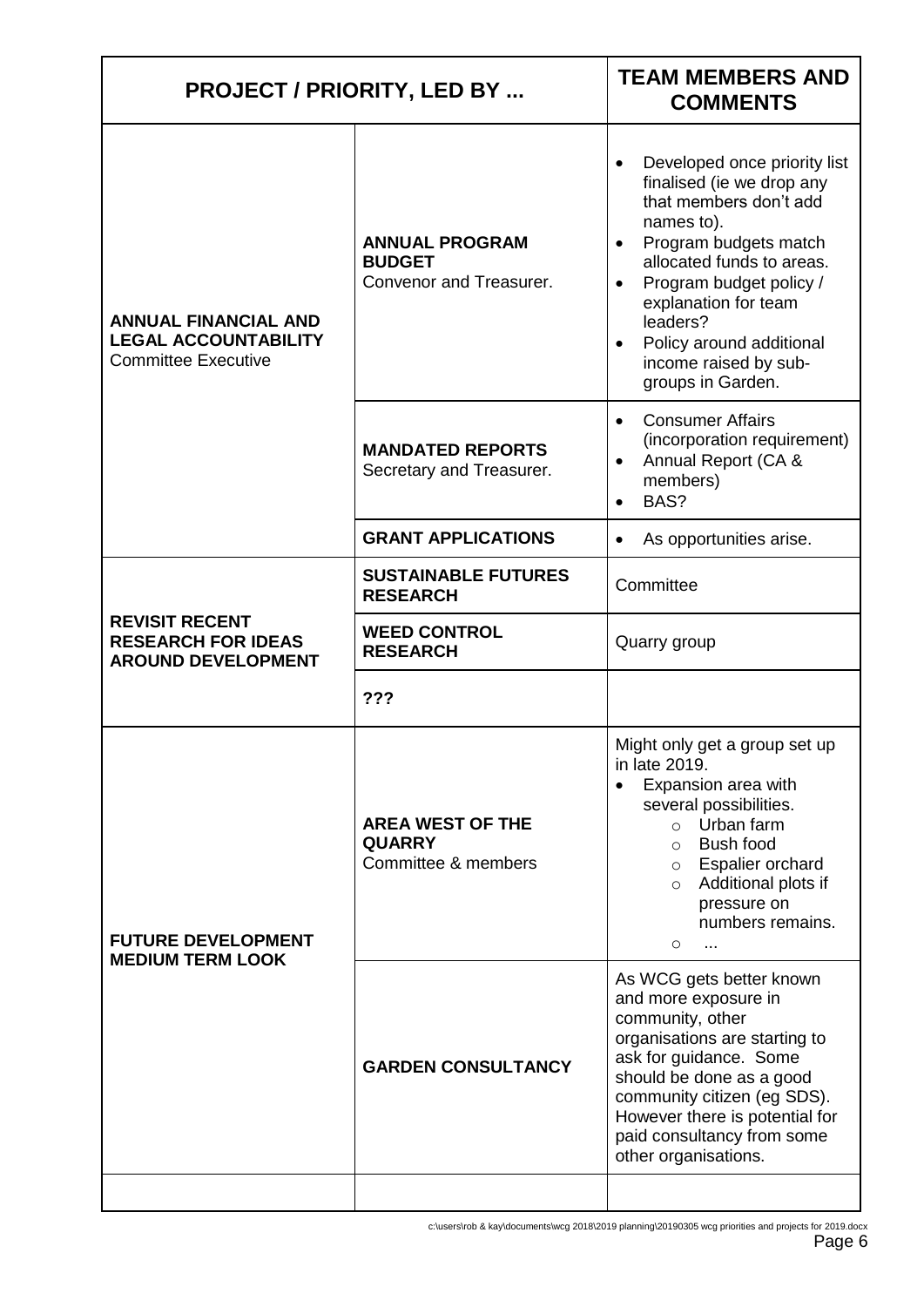| PROJECT / PRIORITY, LED BY ... | | TEAM MEMBERS AND COMMENTS |
|---|---|---|
| **ANNUAL FINANCIAL AND LEGAL ACCOUNTABILITY** Committee Executive | **ANNUAL PROGRAM BUDGET** Convenor and Treasurer. | • Developed once priority list finalised (ie we drop any that members don't add names to). • Program budgets match allocated funds to areas. • Program budget policy / explanation for team leaders? • Policy around additional income raised by sub-groups in Garden. |
| | **MANDATED REPORTS** Secretary and Treasurer. | • Consumer Affairs (incorporation requirement) • Annual Report (CA & members) • BAS? |
| | **GRANT APPLICATIONS** | • As opportunities arise. |
| **REVISIT RECENT RESEARCH FOR IDEAS AROUND DEVELOPMENT** | **SUSTAINABLE FUTURES RESEARCH** | Committee |
| | **WEED CONTROL RESEARCH** | Quarry group |
| | **???** | |
| **FUTURE DEVELOPMENT MEDIUM TERM LOOK** | **AREA WEST OF THE QUARRY** Committee & members | Might only get a group set up in late 2019. • Expansion area with several possibilities. ○ Urban farm ○ Bush food ○ Espalier orchard ○ Additional plots if pressure on numbers remains. ○ ... |
| | **GARDEN CONSULTANCY** | As WCG gets better known and more exposure in community, other organisations are starting to ask for guidance. Some should be done as a good community citizen (eg SDS). However there is potential for paid consultancy from some other organisations. |
| | | |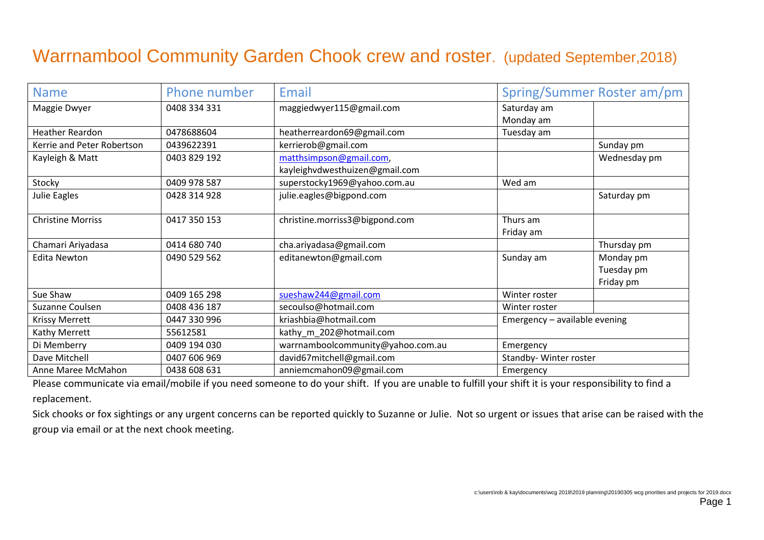# Warrnambool Community Garden Chook crew and roster. (updated September,2018)

| Name | Phone number | Email | Spring/Summer Roster am/pm | |
|---|---|---|---|---|
| Maggie Dwyer | 0408 334 331 | maggiedwyer115@gmail.com | Saturday am<br>Monday am | |
| Heather Reardon | 0478688604 | heatherreardon69@gmail.com | Tuesday am | |
| Kerrie and Peter Robertson | 0439622391 | kerrierob@gmail.com | | Sunday pm |
| Kayleigh & Matt | 0403 829 192 | matthsimpson@gmail.com,<br>kayleighvdwesthuizen@gmail.com | | Wednesday pm |
| Stocky | 0409 978 587 | superstocky1969@yahoo.com.au | Wed am | |
| Julie Eagles | 0428 314 928 | julie.eagles@bigpond.com | | Saturday pm |
| Christine Morriss | 0417 350 153 | christine.morriss3@bigpond.com | Thurs am<br>Friday am | |
| Chamari Ariyadasa | 0414 680 740 | cha.ariyadasa@gmail.com | | Thursday pm |
| Edita Newton | 0490 529 562 | editanewton@gmail.com | Sunday am | Monday pm<br>Tuesday pm<br>Friday pm |
| Sue Shaw | 0409 165 298 | sueshaw244@gmail.com | Winter roster | |
| Suzanne Coulsen | 0408 436 187 | secoulso@hotmail.com | Winter roster | |
| Krissy Merrett | 0447 330 996 | kriashbia@hotmail.com | Emergency – available evening | |
| Kathy Merrett | 55612581 | kathy_m_202@hotmail.com | | |
| Di Memberry | 0409 194 030 | warrnamboolcommunity@yahoo.com.au | Emergency | |
| Dave Mitchell | 0407 606 969 | david67mitchell@gmail.com | Standby- Winter roster | |
| Anne Maree McMahon | 0438 608 631 | anniemcmahon09@gmail.com | Emergency | |

Please communicate via email/mobile if you need someone to do your shift. If you are unable to fulfill your shift it is your responsibility to find a replacement.

Sick chooks or fox sightings or any urgent concerns can be reported quickly to Suzanne or Julie. Not so urgent or issues that arise can be raised with the group via email or at the next chook meeting.